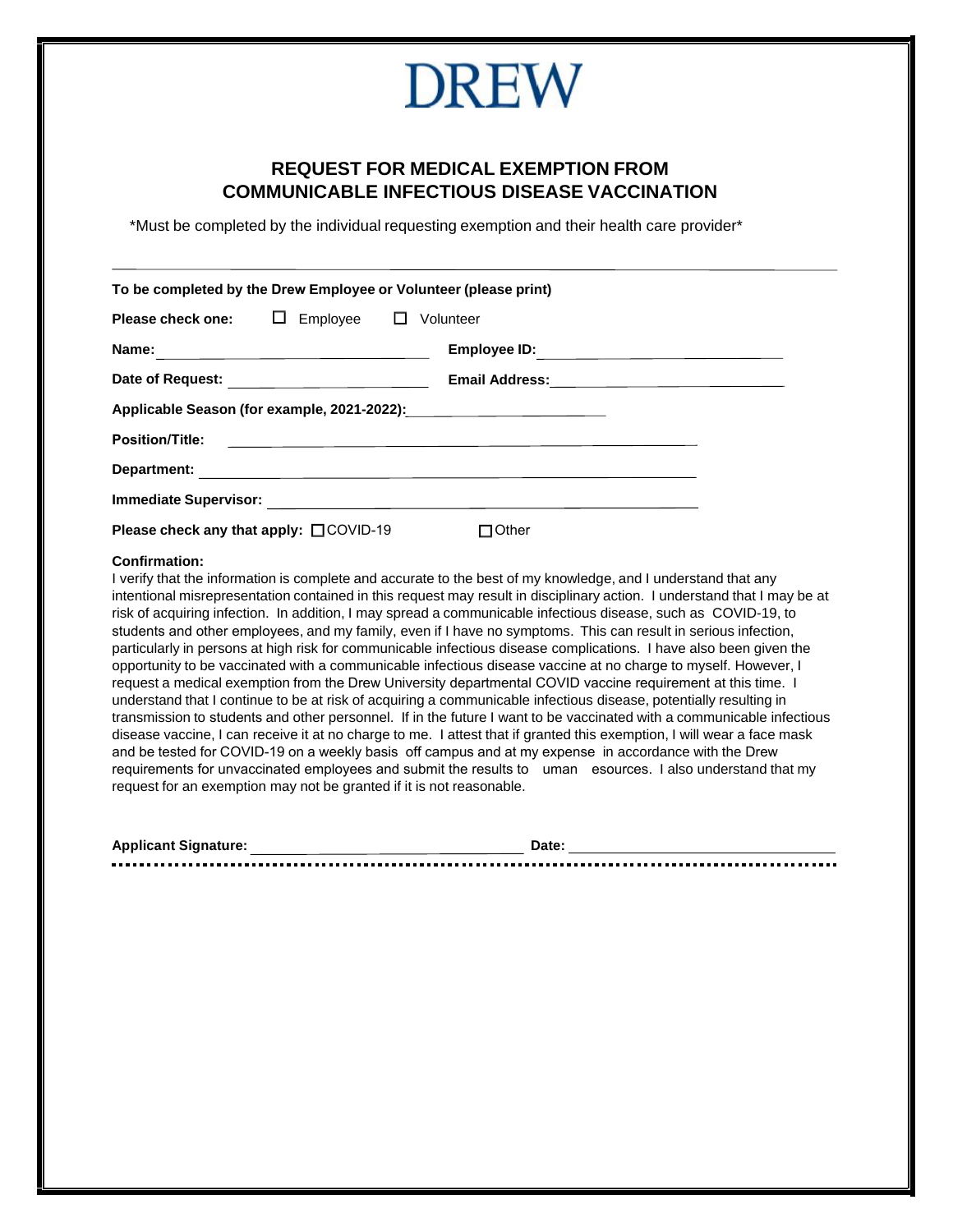# DREW

## REQUEST FOR MEDICAL EXEMPTION FROM COMMUNICABLE INFECTIOUS DISEASE VACCINATION

*Must be completed by the individual requesting exemption and their health care provider*

---

**To be completed by the Drew Employee or Volunteer (please print)**

**Please check one:** ☐ Employee ☐ Volunteer

**Name:** ______________________ **Employee ID:** ______________________

**Date of Request:** ______________________ **Email Address:** ______________________

**Applicable Season (for example, 2021-2022):** ______________________

**Position/Title:** ______________________

**Department:** ______________________

**Immediate Supervisor:** ______________________

**Please check any that apply:** ☐ COVID-19 ☐ Other

**Confirmation:**

I verify that the information is complete and accurate to the best of my knowledge, and I understand that any intentional misrepresentation contained in this request may result in disciplinary action. I understand that I may be at risk of acquiring infection. In addition, I may spread a communicable infectious disease, such as COVID-19, to students and other employees, and my family, even if I have no symptoms. This can result in serious infection, particularly in persons at high risk for communicable infectious disease complications. I have also been given the opportunity to be vaccinated with a communicable infectious disease vaccine at no charge to myself. However, I request a medical exemption from the Drew University departmental COVID vaccine requirement at this time. I understand that I continue to be at risk of acquiring a communicable infectious disease, potentially resulting in transmission to students and other personnel. If in the future I want to be vaccinated with a communicable infectious disease vaccine, I can receive it at no charge to me. I attest that if granted this exemption, I will wear a face mask and be tested for COVID-19 on a weekly basis off campus and at my expense in accordance with the Drew requirements for unvaccinated employees and submit the results to uman esources. I also understand that my request for an exemption may not be granted if it is not reasonable.

**Applicant Signature:** ______________________ **Date:** ______________________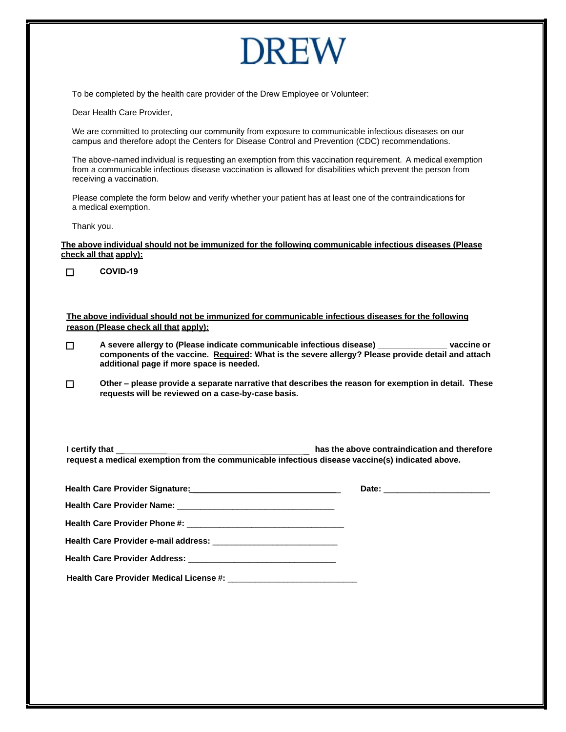# DREW

To be completed by the health care provider of the Drew Employee or Volunteer:

Dear Health Care Provider,

We are committed to protecting our community from exposure to communicable infectious diseases on our campus and therefore adopt the Centers for Disease Control and Prevention (CDC) recommendations.

The above-named individual is requesting an exemption from this vaccination requirement. A medical exemption from a communicable infectious disease vaccination is allowed for disabilities which prevent the person from receiving a vaccination.

Please complete the form below and verify whether your patient has at least one of the contraindications for a medical exemption.

Thank you.

**The above individual should not be immunized for the following communicable infectious diseases (Please check all that apply):**

☐ **COVID-19**

**The above individual should not be immunized for communicable infectious diseases for the following reason (Please check all that apply):**

☐ **A severe allergy to (Please indicate communicable infectious disease) _______________ vaccine or components of the vaccine. Required: What is the severe allergy? Please provide detail and attach additional page if more space is needed.**

☐ **Other – please provide a separate narrative that describes the reason for exemption in detail. These requests will be reviewed on a case-by-case basis.**

**I certify that _________________________________________ has the above contraindication and therefore request a medical exemption from the communicable infectious disease vaccine(s) indicated above.**

**Health Care Provider Signature:** _________________________________ **Date:** _______________________

**Health Care Provider Name:** __________________________________

**Health Care Provider Phone #:** __________________________________

**Health Care Provider e-mail address:** ___________________________

**Health Care Provider Address:** ________________________________

**Health Care Provider Medical License #:** ____________________________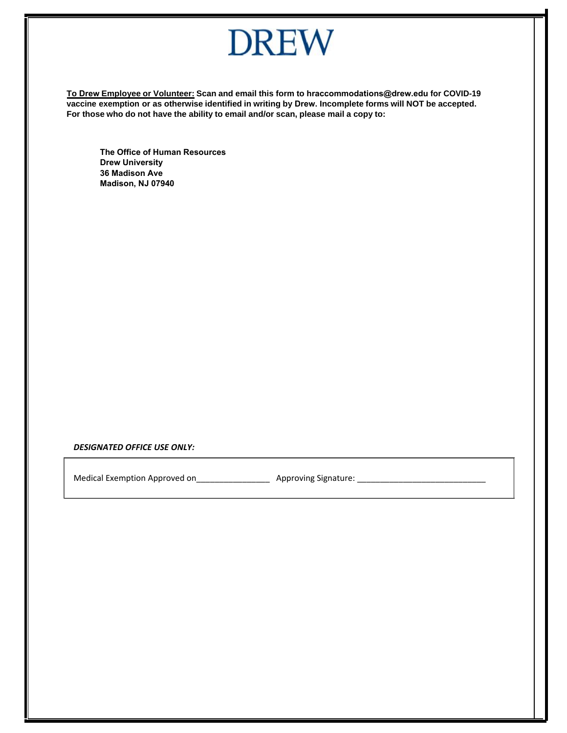# DREW

**To Drew Employee or Volunteer: Scan and email this form to hraccommodations@drew.edu for COVID-19 vaccine exemption or as otherwise identified in writing by Drew. Incomplete forms will NOT be accepted. For those who do not have the ability to email and/or scan, please mail a copy to:**

**The Office of Human Resources**
**Drew University**
**36 Madison Ave**
**Madison, NJ 07940**

***DESIGNATED OFFICE USE ONLY:***

Medical Exemption Approved on________________ Approving Signature: ____________________________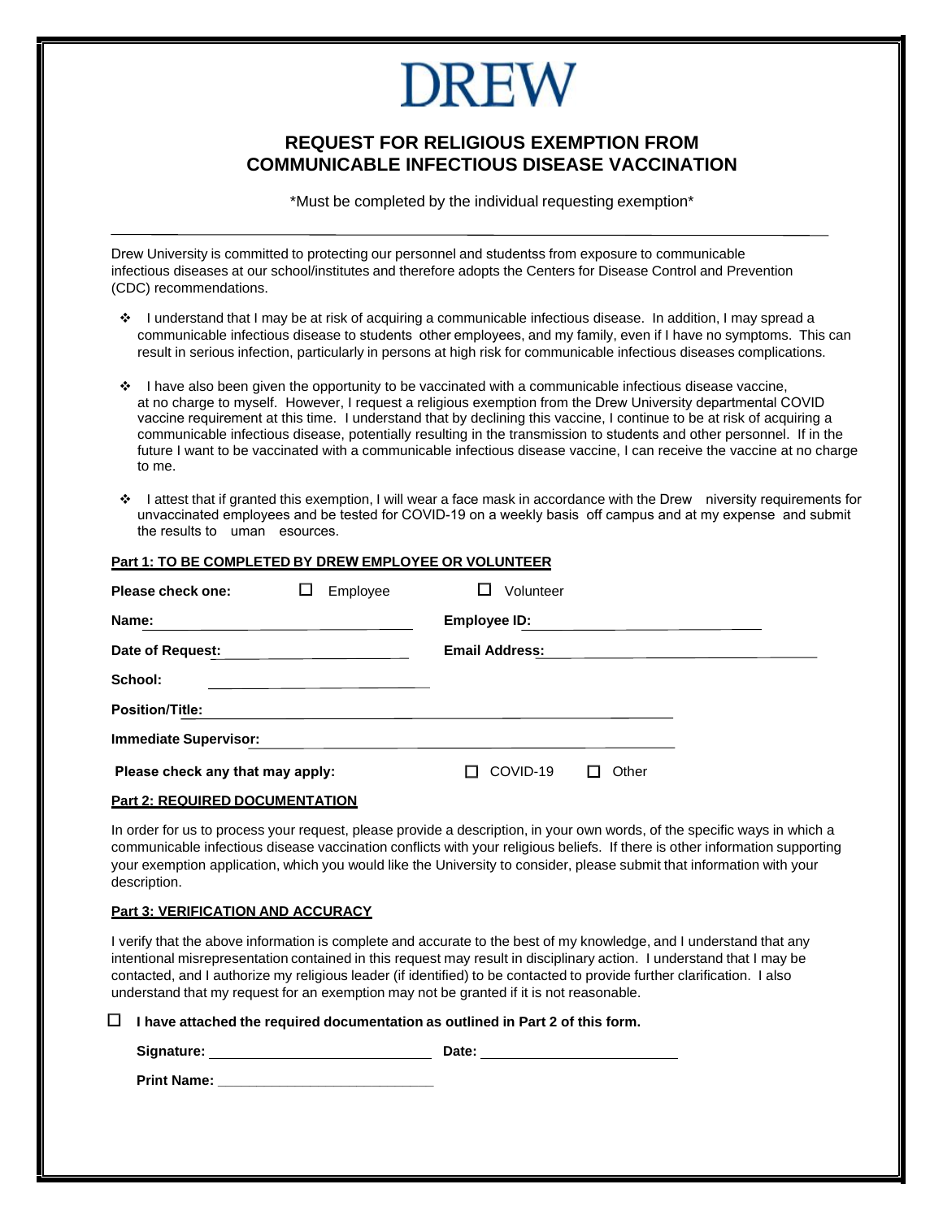# DREW

## REQUEST FOR RELIGIOUS EXEMPTION FROM COMMUNICABLE INFECTIOUS DISEASE VACCINATION

\*Must be completed by the individual requesting exemption\*

---

Drew University is committed to protecting our personnel and studentss from exposure to communicable infectious diseases at our school/institutes and therefore adopts the Centers for Disease Control and Prevention (CDC) recommendations.

- I understand that I may be at risk of acquiring a communicable infectious disease. In addition, I may spread a communicable infectious disease to students other employees, and my family, even if I have no symptoms. This can result in serious infection, particularly in persons at high risk for communicable infectious diseases complications.

- I have also been given the opportunity to be vaccinated with a communicable infectious disease vaccine, at no charge to myself. However, I request a religious exemption from the Drew University departmental COVID vaccine requirement at this time. I understand that by declining this vaccine, I continue to be at risk of acquiring a communicable infectious disease, potentially resulting in the transmission to students and other personnel. If in the future I want to be vaccinated with a communicable infectious disease vaccine, I can receive the vaccine at no charge to me.

- I attest that if granted this exemption, I will wear a face mask in accordance with the Drew niversity requirements for unvaccinated employees and be tested for COVID-19 on a weekly basis off campus and at my expense and submit the results to uman esources.

**Part 1: TO BE COMPLETED BY DREW EMPLOYEE OR VOLUNTEER**

**Please check one:** ☐ Employee ☐ Volunteer

**Name:** ______________________ **Employee ID:** ______________________

**Date of Request:** ______________________ **Email Address:** ______________________

**School:** ______________________

**Position/Title:** ______________________

**Immediate Supervisor:** ______________________

**Please check any that may apply:** ☐ COVID-19 ☐ Other

**Part 2: REQUIRED DOCUMENTATION**

In order for us to process your request, please provide a description, in your own words, of the specific ways in which a communicable infectious disease vaccination conflicts with your religious beliefs. If there is other information supporting your exemption application, which you would like the University to consider, please submit that information with your description.

**Part 3: VERIFICATION AND ACCURACY**

I verify that the above information is complete and accurate to the best of my knowledge, and I understand that any intentional misrepresentation contained in this request may result in disciplinary action. I understand that I may be contacted, and I authorize my religious leader (if identified) to be contacted to provide further clarification. I also understand that my request for an exemption may not be granted if it is not reasonable.

☐ **I have attached the required documentation as outlined in Part 2 of this form.**

**Signature:** ______________________ **Date:** ______________________

**Print Name:** ______________________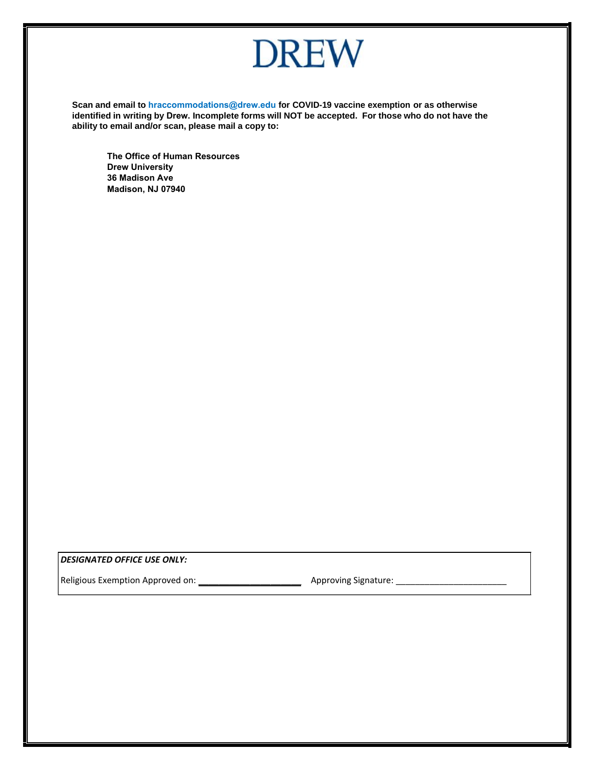# DREW

**Scan and email to hraccommodations@drew.edu for COVID-19 vaccine exemption or as otherwise identified in writing by Drew. Incomplete forms will NOT be accepted. For those who do not have the ability to email and/or scan, please mail a copy to:**

**The Office of Human Resources**
**Drew University**
**36 Madison Ave**
**Madison, NJ 07940**

***DESIGNATED OFFICE USE ONLY:***

Religious Exemption Approved on: ______________________ Approving Signature: ______________________